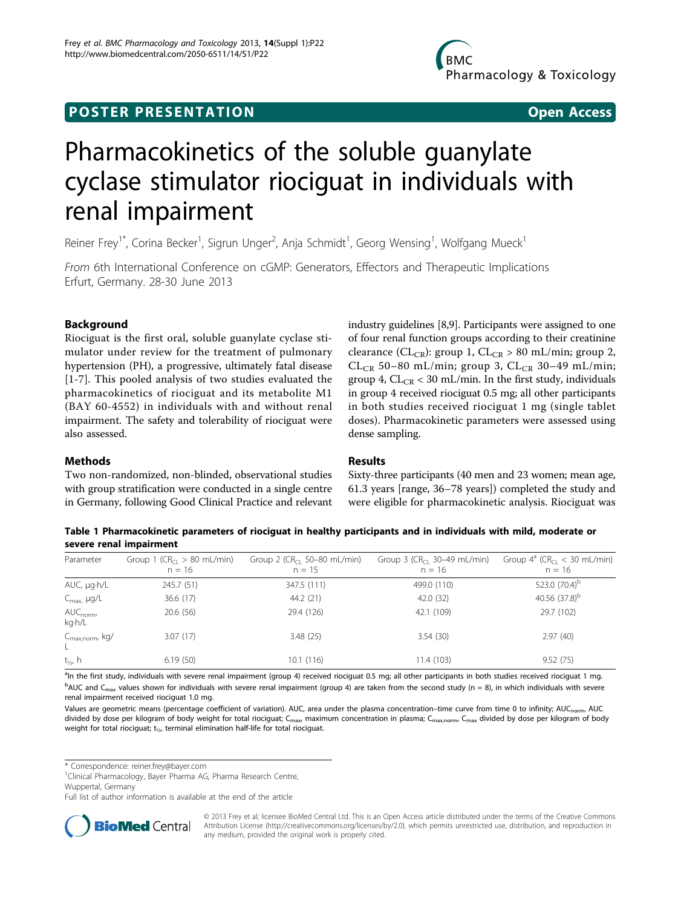**POSTER PRESENTATION** **Open Access**

# Pharmacokinetics of the soluble guanylate cyclase stimulator riociguat in individuals with renal impairment

Reiner Frey[1*], Corina Becker[1], Sigrun Unger[2], Anja Schmidt[1], Georg Wensing[1], Wolfgang Mueck[1]

*From* 6th International Conference on cGMP: Generators, Effectors and Therapeutic Implications
Erfurt, Germany. 28-30 June 2013

## Background

Riociguat is the first oral, soluble guanylate cyclase stimulator under review for the treatment of pulmonary hypertension (PH), a progressive, ultimately fatal disease [1-7]. This pooled analysis of two studies evaluated the pharmacokinetics of riociguat and its metabolite M1 (BAY 60-4552) in individuals with and without renal impairment. The safety and tolerability of riociguat were also assessed.

## Methods

Two non-randomized, non-blinded, observational studies with group stratification were conducted in a single centre in Germany, following Good Clinical Practice and relevant industry guidelines [8,9]. Participants were assigned to one of four renal function groups according to their creatinine clearance ($CL_{CR}$): group 1, $CL_{CR}$ > 80 mL/min; group 2, $CL_{CR}$ 50–80 mL/min; group 3, $CL_{CR}$ 30–49 mL/min; group 4, $CL_{CR}$ < 30 mL/min. In the first study, individuals in group 4 received riociguat 0.5 mg; all other participants in both studies received riociguat 1 mg (single tablet doses). Pharmacokinetic parameters were assessed using dense sampling.

## Results

Sixty-three participants (40 men and 23 women; mean age, 61.3 years [range, 36–78 years]) completed the study and were eligible for pharmacokinetic analysis. Riociguat was

**Table 1 Pharmacokinetic parameters of riociguat in healthy participants and in individuals with mild, moderate or severe renal impairment**

| Parameter | Group 1 ($CR_{CL}$ > 80 mL/min) n = 16 | Group 2 ($CR_{CL}$ 50–80 mL/min) n = 15 | Group 3 ($CR_{CL}$ 30–49 mL/min) n = 16 | Group 4[a] ($CR_{CL}$ < 30 mL/min) n = 16 |
|---|---|---|---|---|
| AUC, µg·h/L | 245.7 (51) | 347.5 (111) | 499.0 (110) | 523.0 (70.4)[b] |
| $C_{max}$, µg/L | 36.6 (17) | 44.2 (21) | 42.0 (32) | 40.56 (37.8)[b] |
| $AUC_{norm}$, kg·h/L | 20.6 (56) | 29.4 (126) | 42.1 (109) | 29.7 (102) |
| $C_{max,norm}$, kg/L | 3.07 (17) | 3.48 (25) | 3.54 (30) | 2.97 (40) |
| $t_{½}$, h | 6.19 (50) | 10.1 (116) | 11.4 (103) | 9.52 (75) |

[a]In the first study, individuals with severe renal impairment (group 4) received riociguat 0.5 mg; all other participants in both studies received riociguat 1 mg.
[b]AUC and $C_{max}$ values shown for individuals with severe renal impairment (group 4) are taken from the second study (n = 8), in which individuals with severe renal impairment received riociguat 1.0 mg.

Values are geometric means (percentage coefficient of variation). AUC, area under the plasma concentration–time curve from time 0 to infinity; $AUC_{norm}$, AUC divided by dose per kilogram of body weight for total riociguat; $C_{max}$, maximum concentration in plasma; $C_{max,norm}$, $C_{max}$ divided by dose per kilogram of body weight for total riociguat; $t_{½}$, terminal elimination half-life for total riociguat.

\* Correspondence: reiner.frey@bayer.com
[1]Clinical Pharmacology, Bayer Pharma AG, Pharma Research Centre, Wuppertal, Germany
Full list of author information is available at the end of the article

© 2013 Frey et al; licensee BioMed Central Ltd. This is an Open Access article distributed under the terms of the Creative Commons Attribution License (http://creativecommons.org/licenses/by/2.0), which permits unrestricted use, distribution, and reproduction in any medium, provided the original work is properly cited.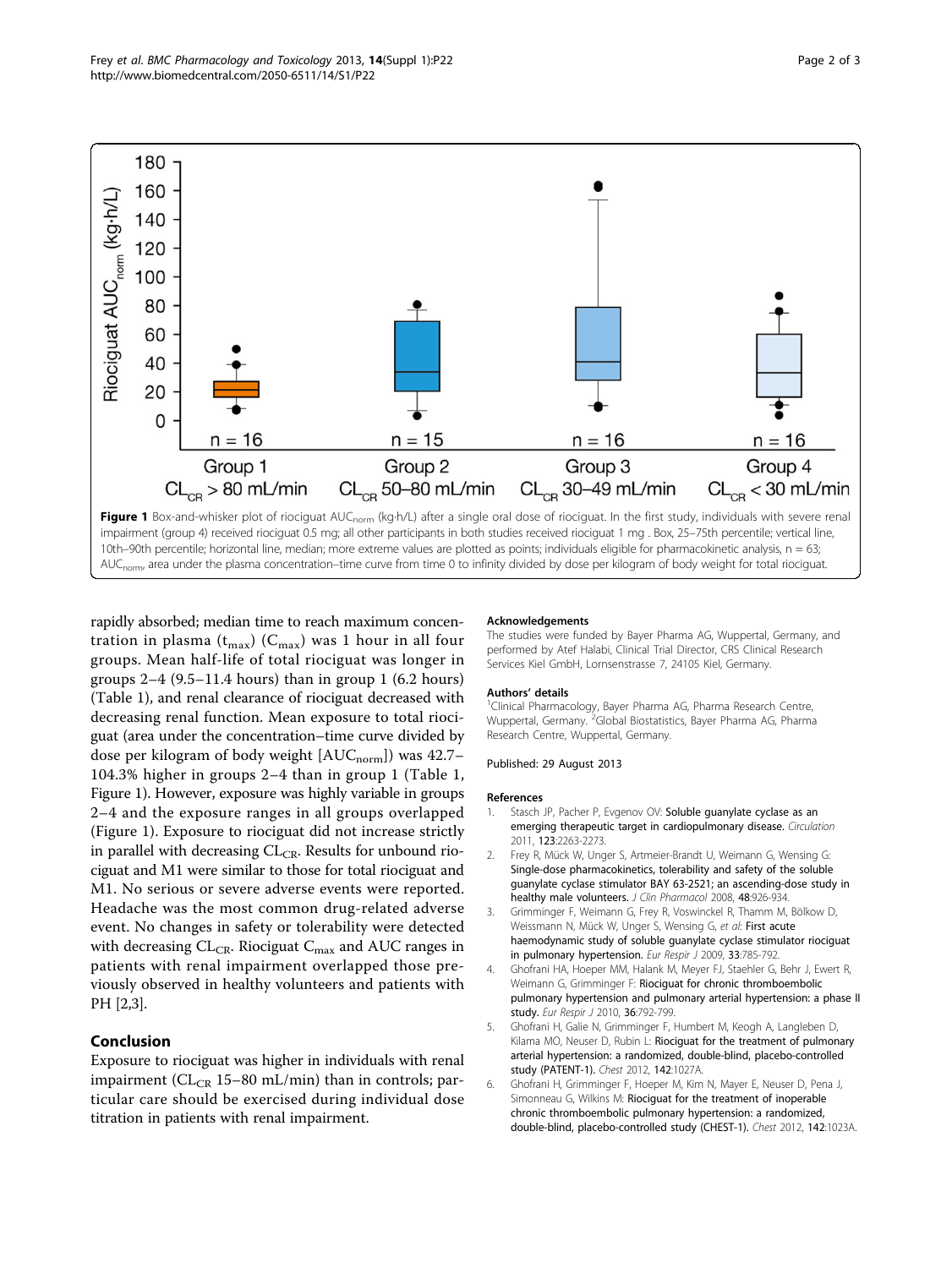**Figure 1** Box-and-whisker plot of riociguat $AUC_{norm}$ (kg·h/L) after a single oral dose of riociguat. In the first study, individuals with severe renal impairment (group 4) received riociguat 0.5 mg; all other participants in both studies received riociguat 1 mg . Box, 25–75th percentile; vertical line, 10th–90th percentile; horizontal line, median; more extreme values are plotted as points; individuals eligible for pharmacokinetic analysis, n = 63; $AUC_{norm}$, area under the plasma concentration–time curve from time 0 to infinity divided by dose per kilogram of body weight for total riociguat.

rapidly absorbed; median time to reach maximum concentration in plasma ($t_{max}$) ($C_{max}$) was 1 hour in all four groups. Mean half-life of total riociguat was longer in groups 2–4 (9.5–11.4 hours) than in group 1 (6.2 hours) (Table 1), and renal clearance of riociguat decreased with decreasing renal function. Mean exposure to total riociguat (area under the concentration–time curve divided by dose per kilogram of body weight [$AUC_{norm}$]) was 42.7–104.3% higher in groups 2–4 than in group 1 (Table 1, Figure 1). However, exposure was highly variable in groups 2–4 and the exposure ranges in all groups overlapped (Figure 1). Exposure to riociguat did not increase strictly in parallel with decreasing $CL_{CR}$. Results for unbound riociguat and M1 were similar to those for total riociguat and M1. No serious or severe adverse events were reported. Headache was the most common drug-related adverse event. No changes in safety or tolerability were detected with decreasing $CL_{CR}$. Riociguat $C_{max}$ and AUC ranges in patients with renal impairment overlapped those previously observed in healthy volunteers and patients with PH [2,3].

## Conclusion

Exposure to riociguat was higher in individuals with renal impairment ($CL_{CR}$ 15–80 mL/min) than in controls; particular care should be exercised during individual dose titration in patients with renal impairment.

### Acknowledgements

The studies were funded by Bayer Pharma AG, Wuppertal, Germany, and performed by Atef Halabi, Clinical Trial Director, CRS Clinical Research Services Kiel GmbH, Lornsenstrasse 7, 24105 Kiel, Germany.

### Authors' details

[1]Clinical Pharmacology, Bayer Pharma AG, Pharma Research Centre, Wuppertal, Germany. [2]Global Biostatistics, Bayer Pharma AG, Pharma Research Centre, Wuppertal, Germany.

Published: 29 August 2013

### References

1. Stasch JP, Pacher P, Evgenov OV: **Soluble guanylate cyclase as an emerging therapeutic target in cardiopulmonary disease.** *Circulation* 2011, **123**:2263-2273.
2. Frey R, Mück W, Unger S, Artmeier-Brandt U, Weimann G, Wensing G: **Single-dose pharmacokinetics, tolerability and safety of the soluble guanylate cyclase stimulator BAY 63-2521; an ascending-dose study in healthy male volunteers.** *J Clin Pharmacol* 2008, **48**:926-934.
3. Grimminger F, Weimann G, Frey R, Voswinckel R, Thamm M, Bölkow D, Weissmann N, Mück W, Unger S, Wensing G, *et al*: **First acute haemodynamic study of soluble guanylate cyclase stimulator riociguat in pulmonary hypertension.** *Eur Respir J* 2009, **33**:785-792.
4. Ghofrani HA, Hoeper MM, Halank M, Meyer FJ, Staehler G, Behr J, Ewert R, Weimann G, Grimminger F: **Riociguat for chronic thromboembolic pulmonary hypertension and pulmonary arterial hypertension: a phase II study.** *Eur Respir J* 2010, **36**:792-799.
5. Ghofrani H, Galie N, Grimminger F, Humbert M, Keogh A, Langleben D, Kilama MO, Neuser D, Rubin L: **Riociguat for the treatment of pulmonary arterial hypertension: a randomized, double-blind, placebo-controlled study (PATENT-1).** *Chest* 2012, **142**:1027A.
6. Ghofrani H, Grimminger F, Hoeper M, Kim N, Mayer E, Neuser D, Pena J, Simonneau G, Wilkins M: **Riociguat for the treatment of inoperable chronic thromboembolic pulmonary hypertension: a randomized, double-blind, placebo-controlled study (CHEST-1).** *Chest* 2012, **142**:1023A.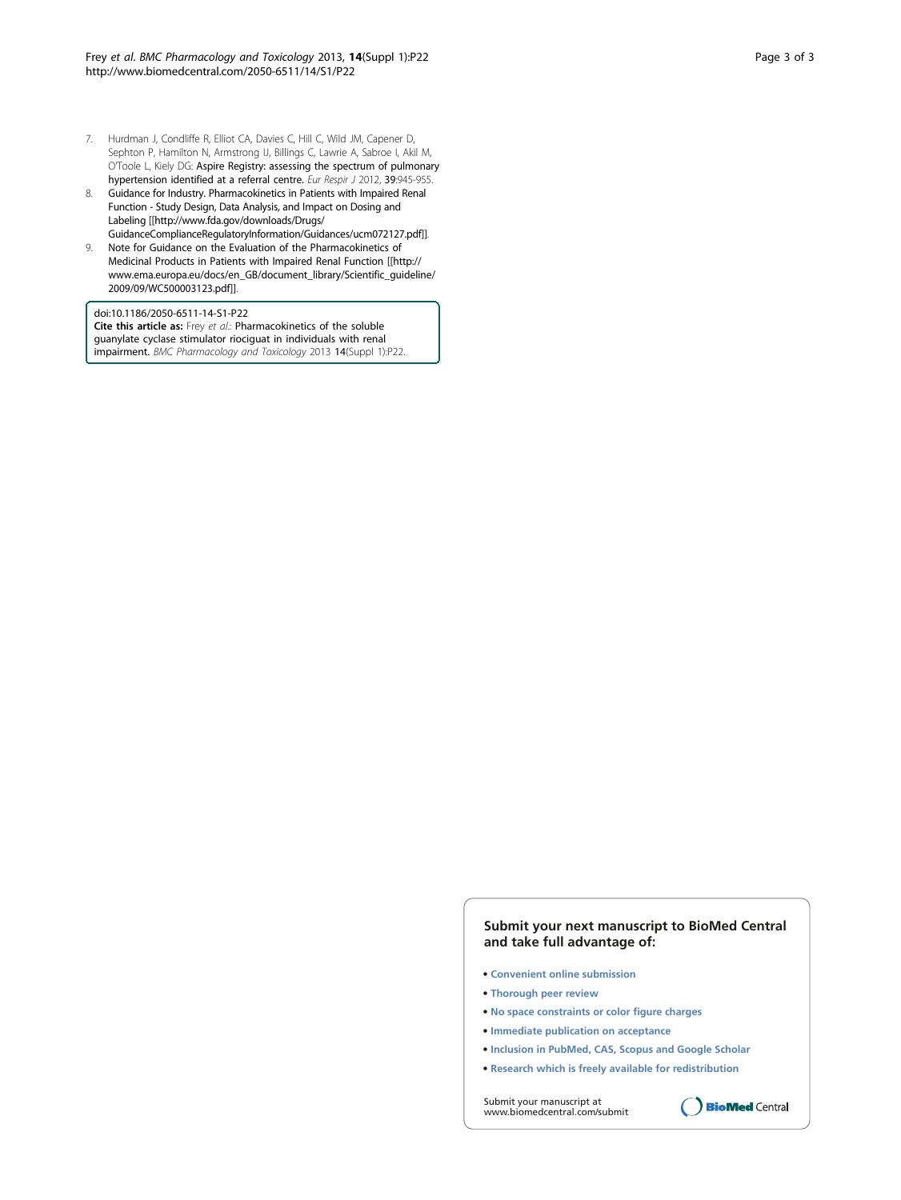7. Hurdman J, Condliffe R, Elliot CA, Davies C, Hill C, Wild JM, Capener D, Sephton P, Hamilton N, Armstrong IJ, Billings C, Lawrie A, Sabroe I, Akil M, O'Toole L, Kiely DG: **Aspire Registry: assessing the spectrum of pulmonary hypertension identified at a referral centre.** *Eur Respir J* 2012, **39**:945-955.
8. **Guidance for Industry. Pharmacokinetics in Patients with Impaired Renal Function - Study Design, Data Analysis, and Impact on Dosing and Labeling** [[http://www.fda.gov/downloads/Drugs/GuidanceComplianceRegulatoryInformation/Guidances/ucm072127.pdf]].
9. **Note for Guidance on the Evaluation of the Pharmacokinetics of Medicinal Products in Patients with Impaired Renal Function** [[http://www.ema.europa.eu/docs/en_GB/document_library/Scientific_guideline/2009/09/WC500003123.pdf]].

doi:10.1186/2050-6511-14-S1-P22

**Cite this article as:** Frey *et al.*: **Pharmacokinetics of the soluble guanylate cyclase stimulator riociguat in individuals with renal impairment.** *BMC Pharmacology and Toxicology* 2013 **14**(Suppl 1):P22.

**Submit your next manuscript to BioMed Central and take full advantage of:**

- **Convenient online submission**
- **Thorough peer review**
- **No space constraints or color figure charges**
- **Immediate publication on acceptance**
- **Inclusion in PubMed, CAS, Scopus and Google Scholar**
- **Research which is freely available for redistribution**

Submit your manuscript at www.biomedcentral.com/submit

BioMed Central